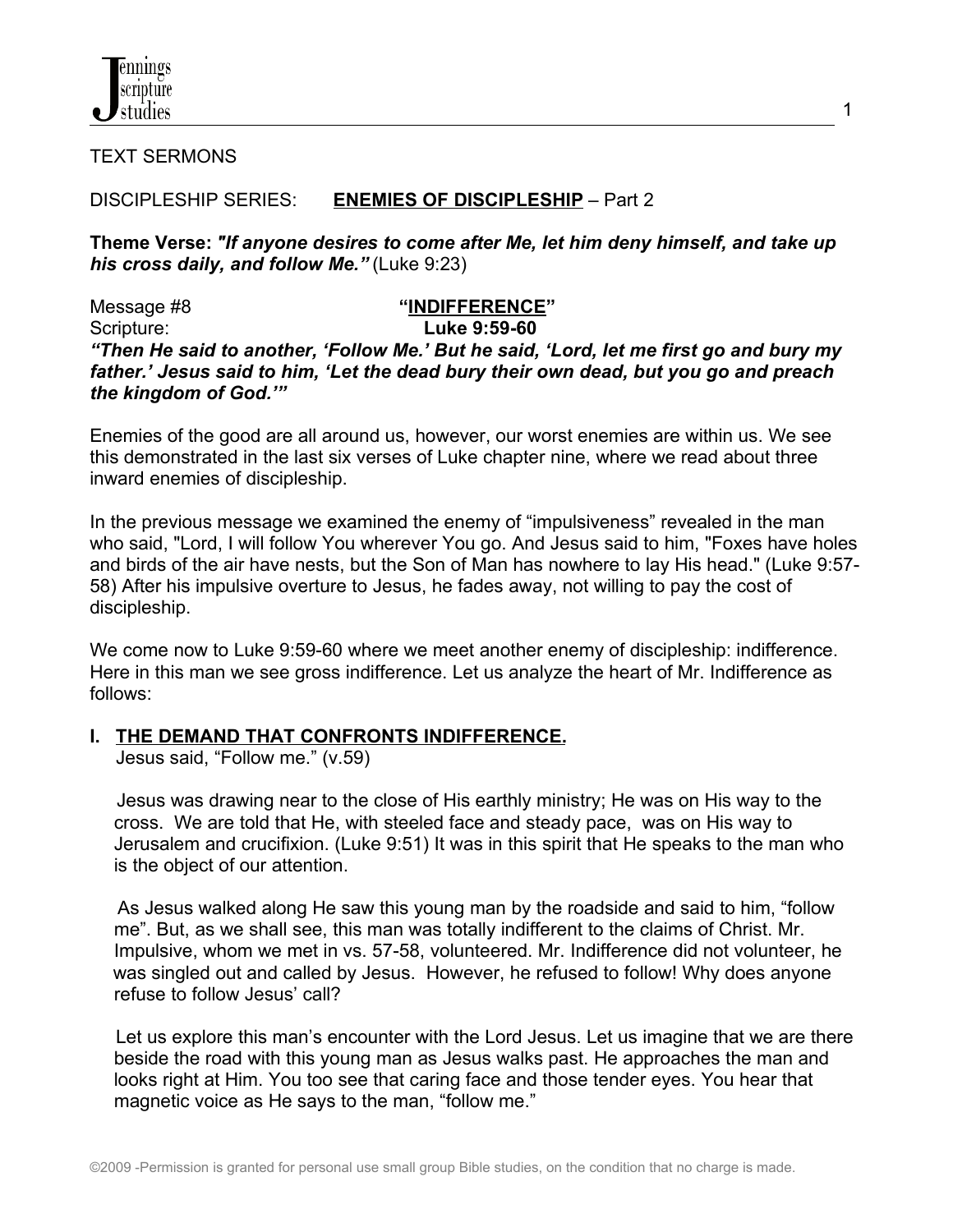TEXT SERMONS

DISCIPLESHIP SERIES: **ENEMIES OF DISCIPLESHIP** – Part 2

**Theme Verse: *"If anyone desires to come after Me, let him deny himself, and take up his cross daily, and follow Me."*** (Luke 9:23)

Message #8 **"INDIFFERENCE"**

Scripture: **Luke 9:59-60**

***"Then He said to another, 'Follow Me.' But he said, 'Lord, let me first go and bury my father.' Jesus said to him, 'Let the dead bury their own dead, but you go and preach the kingdom of God.'"***

Enemies of the good are all around us, however, our worst enemies are within us. We see this demonstrated in the last six verses of Luke chapter nine, where we read about three inward enemies of discipleship.

In the previous message we examined the enemy of "impulsiveness" revealed in the man who said, "Lord, I will follow You wherever You go. And Jesus said to him, "Foxes have holes and birds of the air have nests, but the Son of Man has nowhere to lay His head." (Luke 9:57-58) After his impulsive overture to Jesus, he fades away, not willing to pay the cost of discipleship.

We come now to Luke 9:59-60 where we meet another enemy of discipleship: indifference. Here in this man we see gross indifference. Let us analyze the heart of Mr. Indifference as follows:

## I. THE DEMAND THAT CONFRONTS INDIFFERENCE.

Jesus said, "Follow me." (v.59)

Jesus was drawing near to the close of His earthly ministry; He was on His way to the cross. We are told that He, with steeled face and steady pace, was on His way to Jerusalem and crucifixion. (Luke 9:51) It was in this spirit that He speaks to the man who is the object of our attention.

As Jesus walked along He saw this young man by the roadside and said to him, "follow me". But, as we shall see, this man was totally indifferent to the claims of Christ. Mr. Impulsive, whom we met in vs. 57-58, volunteered. Mr. Indifference did not volunteer, he was singled out and called by Jesus. However, he refused to follow! Why does anyone refuse to follow Jesus' call?

Let us explore this man's encounter with the Lord Jesus. Let us imagine that we are there beside the road with this young man as Jesus walks past. He approaches the man and looks right at Him. You too see that caring face and those tender eyes. You hear that magnetic voice as He says to the man, "follow me."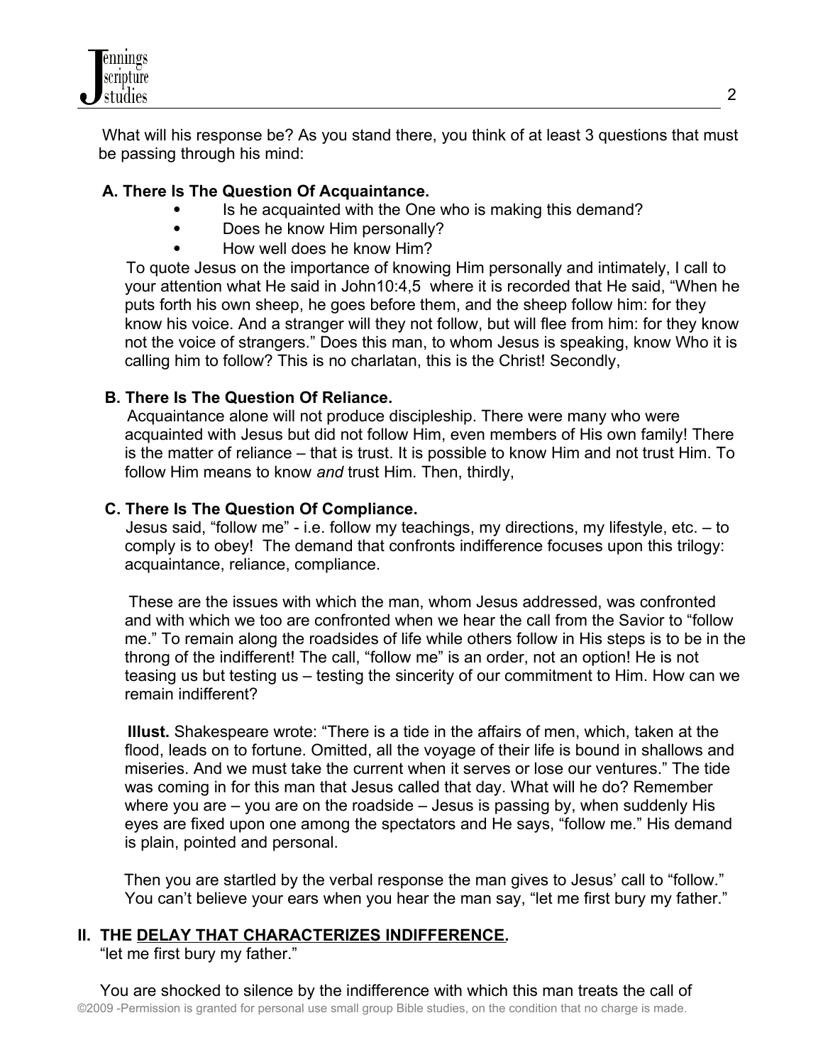What will his response be? As you stand there, you think of at least 3 questions that must be passing through his mind:

### A. There Is The Question Of Acquaintance.

- Is he acquainted with the One who is making this demand?
- Does he know Him personally?
- How well does he know Him?

To quote Jesus on the importance of knowing Him personally and intimately, I call to your attention what He said in John10:4,5 where it is recorded that He said, "When he puts forth his own sheep, he goes before them, and the sheep follow him: for they know his voice. And a stranger will they not follow, but will flee from him: for they know not the voice of strangers." Does this man, to whom Jesus is speaking, know Who it is calling him to follow? This is no charlatan, this is the Christ! Secondly,

### B. There Is The Question Of Reliance.

Acquaintance alone will not produce discipleship. There were many who were acquainted with Jesus but did not follow Him, even members of His own family! There is the matter of reliance – that is trust. It is possible to know Him and not trust Him. To follow Him means to know *and* trust Him. Then, thirdly,

### C. There Is The Question Of Compliance.

Jesus said, "follow me" - i.e. follow my teachings, my directions, my lifestyle, etc. – to comply is to obey! The demand that confronts indifference focuses upon this trilogy: acquaintance, reliance, compliance.

These are the issues with which the man, whom Jesus addressed, was confronted and with which we too are confronted when we hear the call from the Savior to "follow me." To remain along the roadsides of life while others follow in His steps is to be in the throng of the indifferent! The call, "follow me" is an order, not an option! He is not teasing us but testing us – testing the sincerity of our commitment to Him. How can we remain indifferent?

**Illust.** Shakespeare wrote: "There is a tide in the affairs of men, which, taken at the flood, leads on to fortune. Omitted, all the voyage of their life is bound in shallows and miseries. And we must take the current when it serves or lose our ventures." The tide was coming in for this man that Jesus called that day. What will he do? Remember where you are – you are on the roadside – Jesus is passing by, when suddenly His eyes are fixed upon one among the spectators and He says, "follow me." His demand is plain, pointed and personal.

Then you are startled by the verbal response the man gives to Jesus' call to "follow." You can't believe your ears when you hear the man say, "let me first bury my father."

## II. THE DELAY THAT CHARACTERIZES INDIFFERENCE.

"let me first bury my father."

You are shocked to silence by the indifference with which this man treats the call of

©2009 -Permission is granted for personal use small group Bible studies, on the condition that no charge is made.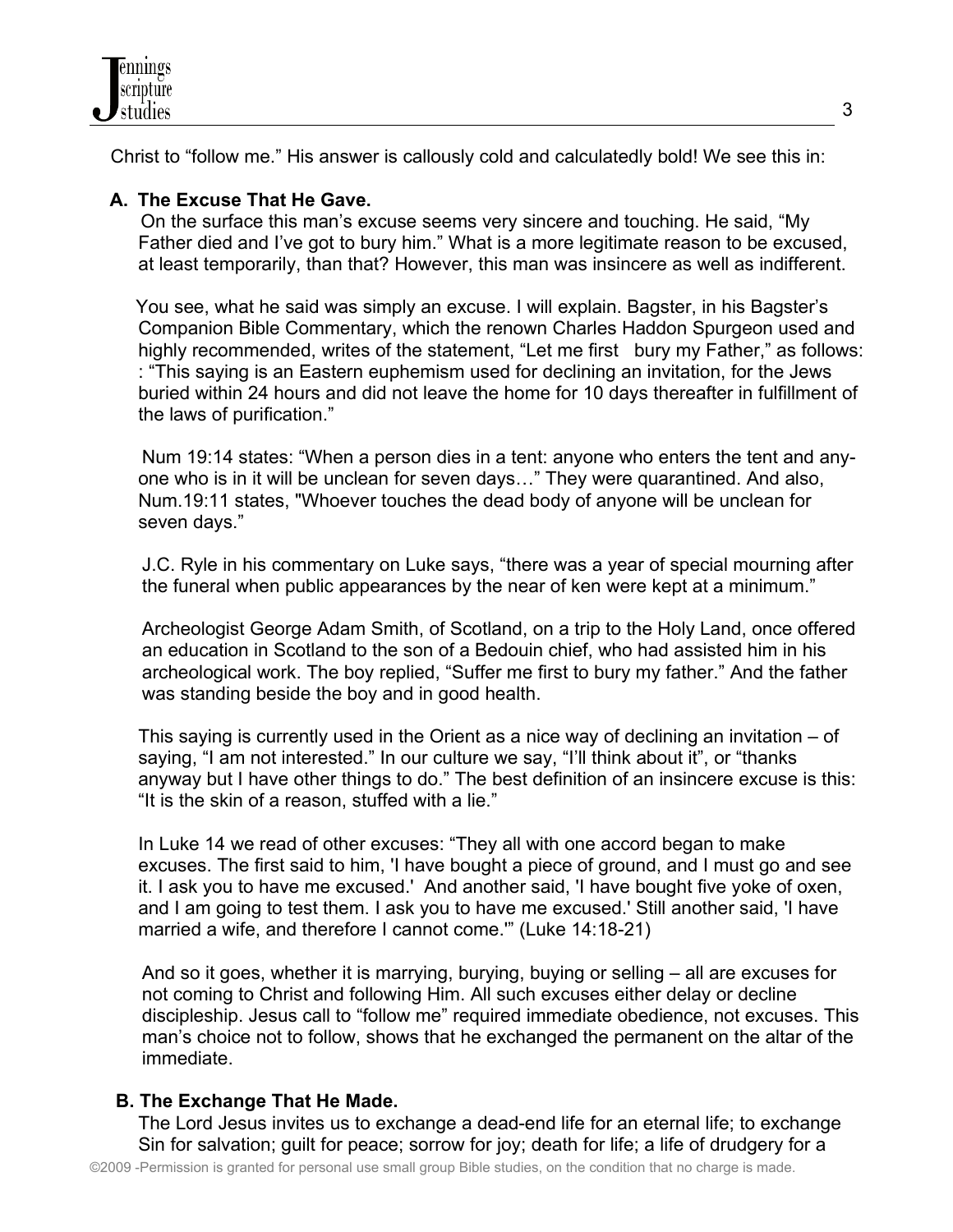Christ to "follow me." His answer is callously cold and calculatedly bold! We see this in:

**A. The Excuse That He Gave.**

On the surface this man's excuse seems very sincere and touching. He said, "My Father died and I've got to bury him." What is a more legitimate reason to be excused, at least temporarily, than that? However, this man was insincere as well as indifferent.

You see, what he said was simply an excuse. I will explain. Bagster, in his Bagster's Companion Bible Commentary, which the renown Charles Haddon Spurgeon used and highly recommended, writes of the statement, "Let me first bury my Father," as follows: : "This saying is an Eastern euphemism used for declining an invitation, for the Jews buried within 24 hours and did not leave the home for 10 days thereafter in fulfillment of the laws of purification."

Num 19:14 states: "When a person dies in a tent: anyone who enters the tent and any-one who is in it will be unclean for seven days…" They were quarantined. And also, Num.19:11 states, "Whoever touches the dead body of anyone will be unclean for seven days."

J.C. Ryle in his commentary on Luke says, "there was a year of special mourning after the funeral when public appearances by the near of ken were kept at a minimum."

Archeologist George Adam Smith, of Scotland, on a trip to the Holy Land, once offered an education in Scotland to the son of a Bedouin chief, who had assisted him in his archeological work. The boy replied, "Suffer me first to bury my father." And the father was standing beside the boy and in good health.

This saying is currently used in the Orient as a nice way of declining an invitation – of saying, "I am not interested." In our culture we say, "I'll think about it", or "thanks anyway but I have other things to do." The best definition of an insincere excuse is this: "It is the skin of a reason, stuffed with a lie."

In Luke 14 we read of other excuses: "They all with one accord began to make excuses. The first said to him, 'I have bought a piece of ground, and I must go and see it. I ask you to have me excused.' And another said, 'I have bought five yoke of oxen, and I am going to test them. I ask you to have me excused.' Still another said, 'I have married a wife, and therefore I cannot come.'" (Luke 14:18-21)

And so it goes, whether it is marrying, burying, buying or selling – all are excuses for not coming to Christ and following Him. All such excuses either delay or decline discipleship. Jesus call to "follow me" required immediate obedience, not excuses. This man's choice not to follow, shows that he exchanged the permanent on the altar of the immediate.

**B. The Exchange That He Made.**

The Lord Jesus invites us to exchange a dead-end life for an eternal life; to exchange Sin for salvation; guilt for peace; sorrow for joy; death for life; a life of drudgery for a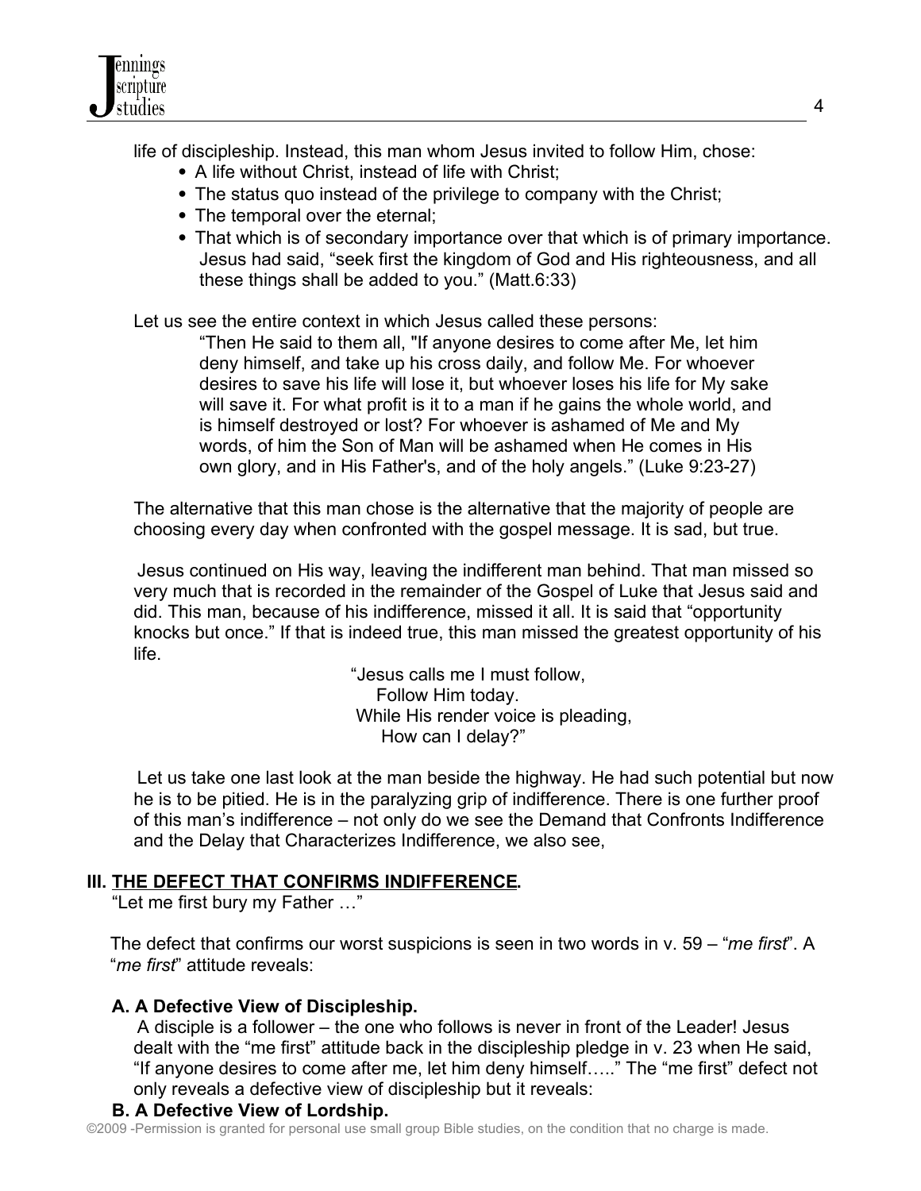life of discipleship. Instead, this man whom Jesus invited to follow Him, chose:

- A life without Christ, instead of life with Christ;
- The status quo instead of the privilege to company with the Christ;
- The temporal over the eternal;
- That which is of secondary importance over that which is of primary importance. Jesus had said, "seek first the kingdom of God and His righteousness, and all these things shall be added to you." (Matt.6:33)

Let us see the entire context in which Jesus called these persons:

> "Then He said to them all, "If anyone desires to come after Me, let him deny himself, and take up his cross daily, and follow Me. For whoever desires to save his life will lose it, but whoever loses his life for My sake will save it. For what profit is it to a man if he gains the whole world, and is himself destroyed or lost? For whoever is ashamed of Me and My words, of him the Son of Man will be ashamed when He comes in His own glory, and in His Father's, and of the holy angels." (Luke 9:23-27)

The alternative that this man chose is the alternative that the majority of people are choosing every day when confronted with the gospel message. It is sad, but true.

Jesus continued on His way, leaving the indifferent man behind. That man missed so very much that is recorded in the remainder of the Gospel of Luke that Jesus said and did. This man, because of his indifference, missed it all. It is said that "opportunity knocks but once." If that is indeed true, this man missed the greatest opportunity of his life.

> "Jesus calls me I must follow,
> Follow Him today.
> While His render voice is pleading,
> How can I delay?"

Let us take one last look at the man beside the highway. He had such potential but now he is to be pitied. He is in the paralyzing grip of indifference. There is one further proof of this man's indifference – not only do we see the Demand that Confronts Indifference and the Delay that Characterizes Indifference, we also see,

## III. THE DEFECT THAT CONFIRMS INDIFFERENCE.

"Let me first bury my Father …"

The defect that confirms our worst suspicions is seen in two words in v. 59 – "*me first*". A "*me first*" attitude reveals:

### A. A Defective View of Discipleship.

A disciple is a follower – the one who follows is never in front of the Leader! Jesus dealt with the "me first" attitude back in the discipleship pledge in v. 23 when He said, "If anyone desires to come after me, let him deny himself….." The "me first" defect not only reveals a defective view of discipleship but it reveals:

### B. A Defective View of Lordship.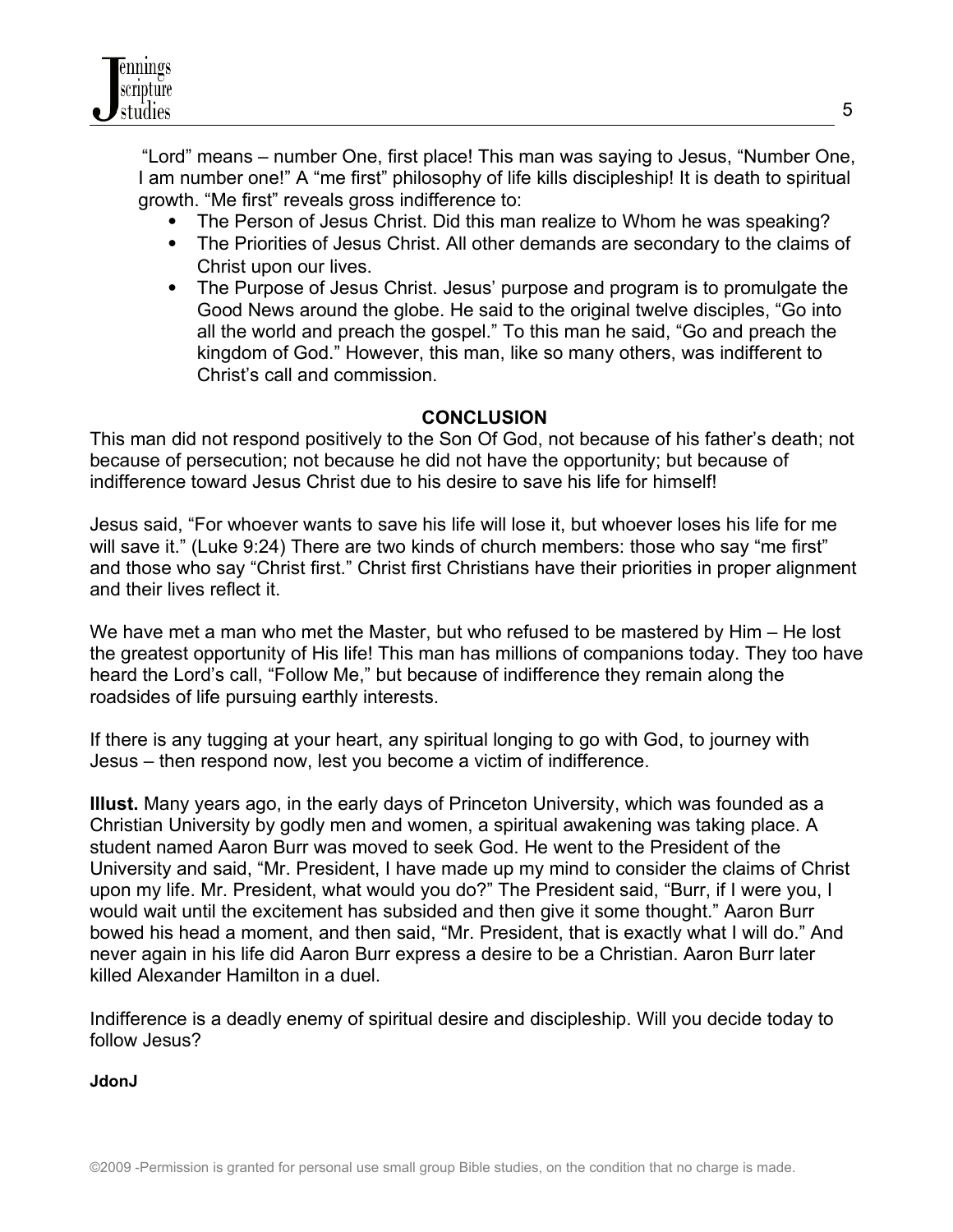"Lord" means – number One, first place! This man was saying to Jesus, "Number One, I am number one!" A "me first" philosophy of life kills discipleship! It is death to spiritual growth. "Me first" reveals gross indifference to:

- The Person of Jesus Christ. Did this man realize to Whom he was speaking?
- The Priorities of Jesus Christ. All other demands are secondary to the claims of Christ upon our lives.
- The Purpose of Jesus Christ. Jesus' purpose and program is to promulgate the Good News around the globe. He said to the original twelve disciples, "Go into all the world and preach the gospel." To this man he said, "Go and preach the kingdom of God." However, this man, like so many others, was indifferent to Christ's call and commission.

## CONCLUSION

This man did not respond positively to the Son Of God, not because of his father's death; not because of persecution; not because he did not have the opportunity; but because of indifference toward Jesus Christ due to his desire to save his life for himself!

Jesus said, "For whoever wants to save his life will lose it, but whoever loses his life for me will save it." (Luke 9:24) There are two kinds of church members: those who say "me first" and those who say "Christ first." Christ first Christians have their priorities in proper alignment and their lives reflect it.

We have met a man who met the Master, but who refused to be mastered by Him – He lost the greatest opportunity of His life! This man has millions of companions today. They too have heard the Lord's call, "Follow Me," but because of indifference they remain along the roadsides of life pursuing earthly interests.

If there is any tugging at your heart, any spiritual longing to go with God, to journey with Jesus – then respond now, lest you become a victim of indifference.

**Illust.** Many years ago, in the early days of Princeton University, which was founded as a Christian University by godly men and women, a spiritual awakening was taking place. A student named Aaron Burr was moved to seek God. He went to the President of the University and said, "Mr. President, I have made up my mind to consider the claims of Christ upon my life. Mr. President, what would you do?" The President said, "Burr, if I were you, I would wait until the excitement has subsided and then give it some thought." Aaron Burr bowed his head a moment, and then said, "Mr. President, that is exactly what I will do." And never again in his life did Aaron Burr express a desire to be a Christian. Aaron Burr later killed Alexander Hamilton in a duel.

Indifference is a deadly enemy of spiritual desire and discipleship. Will you decide today to follow Jesus?

**JdonJ**

©2009 -Permission is granted for personal use small group Bible studies, on the condition that no charge is made.